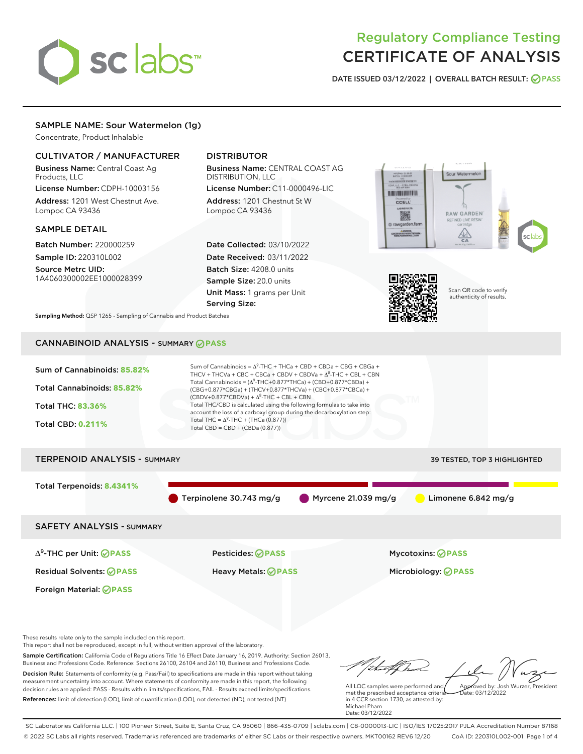# Regulatory Compliance Testing
# CERTIFICATE OF ANALYSIS

DATE ISSUED 03/12/2022 | OVERALL BATCH RESULT: PASS

## SAMPLE NAME: Sour Watermelon (1g)

Concentrate, Product Inhalable

### CULTIVATOR / MANUFACTURER

**Business Name:** Central Coast Ag Products, LLC

**License Number:** CDPH-10003156

**Address:** 1201 West Chestnut Ave. Lompoc CA 93436

### DISTRIBUTOR

**Business Name:** CENTRAL COAST AG DISTRIBUTION, LLC

**License Number:** C11-0000496-LIC

**Address:** 1201 Chestnut St W Lompoc CA 93436

### SAMPLE DETAIL

**Batch Number:** 220000259

**Sample ID:** 220310L002

**Source Metrc UID:** 1A4060300002EE1000028399

**Date Collected:** 03/10/2022

**Date Received:** 03/11/2022

**Batch Size:** 4208.0 units

**Sample Size:** 20.0 units

**Unit Mass:** 1 grams per Unit

**Serving Size:**

Scan QR code to verify authenticity of results.

**Sampling Method:** QSP 1265 - Sampling of Cannabis and Product Batches

## CANNABINOID ANALYSIS - SUMMARY PASS

Sum of Cannabinoids: **85.82%**

Total Cannabinoids: **85.82%**

Total THC: **83.36%**

Total CBD: **0.211%**

Sum of Cannabinoids = $\Delta^9$-THC + THCa + CBD + CBDa + CBG + CBGa + THCV + THCVa + CBC + CBCa + CBDV + CBDVa + $\Delta^8$-THC + CBL + CBN

Total Cannabinoids = ($\Delta^9$-THC+0.877*THCa) + (CBD+0.877*CBDa) + (CBG+0.877*CBGa) + (THCV+0.877*THCVa) + (CBC+0.877*CBCa) + (CBDV+0.877*CBDVa) + $\Delta^8$-THC + CBL + CBN

Total THC/CBD is calculated using the following formulas to take into account the loss of a carboxyl group during the decarboxylation step:

Total THC = $\Delta^9$-THC + (THCa (0.877))

Total CBD = CBD + (CBDa (0.877))

## TERPENOID ANALYSIS - SUMMARY

39 TESTED, TOP 3 HIGHLIGHTED

Total Terpenoids: **8.4341%**

Terpinolene 30.743 mg/g | Myrcene 21.039 mg/g | Limonene 6.842 mg/g

## SAFETY ANALYSIS - SUMMARY

| | | |
|---|---|---|
| $\Delta^9$-THC per Unit: PASS | Pesticides: PASS | Mycotoxins: PASS |
| Residual Solvents: PASS | Heavy Metals: PASS | Microbiology: PASS |
| Foreign Material: PASS | | |

These results relate only to the sample included on this report.
This report shall not be reproduced, except in full, without written approval of the laboratory.

**Sample Certification:** California Code of Regulations Title 16 Effect Date January 16, 2019. Authority: Section 26013, Business and Professions Code. Reference: Sections 26100, 26104 and 26110, Business and Professions Code.

**Decision Rule:** Statements of conformity (e.g. Pass/Fail) to specifications are made in this report without taking measurement uncertainty into account. Where statements of conformity are made in this report, the following decision rules are applied: PASS - Results within limits/specifications, FAIL - Results exceed limits/specifications.

**References:** limit of detection (LOD), limit of quantification (LOQ), not detected (ND), not tested (NT)

All LQC samples were performed and met the prescribed acceptance criteria in 4 CCR section 1730, as attested by: Michael Pham
Date: 03/12/2022

Approved by: Josh Wurzer, President
Date: 03/12/2022

SC Laboratories California LLC. | 100 Pioneer Street, Suite E, Santa Cruz, CA 95060 | 866-435-0709 | sclabs.com | C8-0000013-LIC | ISO/IES 17025:2017 PJLA Accreditation Number 87168
© 2022 SC Labs all rights reserved. Trademarks referenced are trademarks of either SC Labs or their respective owners. MKT00162 REV6 12/20 CoA ID: 220310L002-001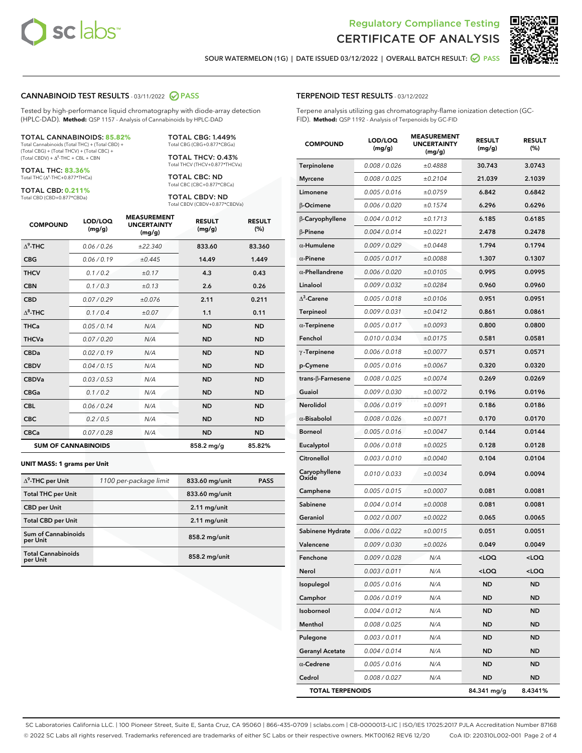Regulatory Compliance Testing
# CERTIFICATE OF ANALYSIS

SOUR WATERMELON (1G) | DATE ISSUED 03/12/2022 | OVERALL BATCH RESULT: PASS

## CANNABINOID TEST RESULTS - 03/11/2022 PASS

Tested by high-performance liquid chromatography with diode-array detection (HPLC-DAD). **Method:** QSP 1157 - Analysis of Cannabinoids by HPLC-DAD

**TOTAL CANNABINOIDS: 85.82%**
Total Cannabinoids (Total THC) + (Total CBD) + (Total CBG) + (Total THCV) + (Total CBC) + (Total CBDV) + $\Delta^8$-THC + CBL + CBN

**TOTAL THC: 83.36%**
Total THC ($\Delta^9$-THC+0.877*THCa)

**TOTAL CBD: 0.211%**
Total CBD (CBD+0.877*CBDa)

**TOTAL CBG: 1.449%**
Total CBG (CBG+0.877*CBGa)

**TOTAL THCV: 0.43%**
Total THCV (THCV+0.877*THCVa)

**TOTAL CBC: ND**
Total CBC (CBC+0.877*CBCa)

**TOTAL CBDV: ND**
Total CBDV (CBDV+0.877*CBDVa)

| COMPOUND | LOD/LOQ (mg/g) | MEASUREMENT UNCERTAINTY (mg/g) | RESULT (mg/g) | RESULT (%) |
|---|---|---|---|---|
| $\Delta^9$-THC | 0.06 / 0.26 | ±22.340 | 833.60 | 83.360 |
| CBG | 0.06 / 0.19 | ±0.445 | 14.49 | 1.449 |
| THCV | 0.1 / 0.2 | ±0.17 | 4.3 | 0.43 |
| CBN | 0.1 / 0.3 | ±0.13 | 2.6 | 0.26 |
| CBD | 0.07 / 0.29 | ±0.076 | 2.11 | 0.211 |
| $\Delta^8$-THC | 0.1 / 0.4 | ±0.07 | 1.1 | 0.11 |
| THCa | 0.05 / 0.14 | N/A | ND | ND |
| THCVa | 0.07 / 0.20 | N/A | ND | ND |
| CBDa | 0.02 / 0.19 | N/A | ND | ND |
| CBDV | 0.04 / 0.15 | N/A | ND | ND |
| CBDVa | 0.03 / 0.53 | N/A | ND | ND |
| CBGa | 0.1 / 0.2 | N/A | ND | ND |
| CBL | 0.06 / 0.24 | N/A | ND | ND |
| CBC | 0.2 / 0.5 | N/A | ND | ND |
| CBCa | 0.07 / 0.28 | N/A | ND | ND |
| **SUM OF CANNABINOIDS** | | | 858.2 mg/g | 85.82% |

**UNIT MASS: 1 grams per Unit**

| | | | |
|---|---|---|---|
| $\Delta^9$-THC per Unit | 1100 per-package limit | 833.60 mg/unit | PASS |
| Total THC per Unit | | 833.60 mg/unit | |
| CBD per Unit | | 2.11 mg/unit | |
| Total CBD per Unit | | 2.11 mg/unit | |
| Sum of Cannabinoids per Unit | | 858.2 mg/unit | |
| Total Cannabinoids per Unit | | 858.2 mg/unit | |

## TERPENOID TEST RESULTS - 03/12/2022

Terpene analysis utilizing gas chromatography-flame ionization detection (GC-FID). **Method:** QSP 1192 - Analysis of Terpenoids by GC-FID

| COMPOUND | LOD/LOQ (mg/g) | MEASUREMENT UNCERTAINTY (mg/g) | RESULT (mg/g) | RESULT (%) |
|---|---|---|---|---|
| Terpinolene | 0.008 / 0.026 | ±0.4888 | 30.743 | 3.0743 |
| Myrcene | 0.008 / 0.025 | ±0.2104 | 21.039 | 2.1039 |
| Limonene | 0.005 / 0.016 | ±0.0759 | 6.842 | 0.6842 |
| β-Ocimene | 0.006 / 0.020 | ±0.1574 | 6.296 | 0.6296 |
| β-Caryophyllene | 0.004 / 0.012 | ±0.1713 | 6.185 | 0.6185 |
| β-Pinene | 0.004 / 0.014 | ±0.0221 | 2.478 | 0.2478 |
| α-Humulene | 0.009 / 0.029 | ±0.0448 | 1.794 | 0.1794 |
| α-Pinene | 0.005 / 0.017 | ±0.0088 | 1.307 | 0.1307 |
| α-Phellandrene | 0.006 / 0.020 | ±0.0105 | 0.995 | 0.0995 |
| Linalool | 0.009 / 0.032 | ±0.0284 | 0.960 | 0.0960 |
| $\Delta^3$-Carene | 0.005 / 0.018 | ±0.0106 | 0.951 | 0.0951 |
| Terpineol | 0.009 / 0.031 | ±0.0412 | 0.861 | 0.0861 |
| α-Terpinene | 0.005 / 0.017 | ±0.0093 | 0.800 | 0.0800 |
| Fenchol | 0.010 / 0.034 | ±0.0175 | 0.581 | 0.0581 |
| γ-Terpinene | 0.006 / 0.018 | ±0.0077 | 0.571 | 0.0571 |
| p-Cymene | 0.005 / 0.016 | ±0.0067 | 0.320 | 0.0320 |
| trans-β-Farnesene | 0.008 / 0.025 | ±0.0074 | 0.269 | 0.0269 |
| Guaiol | 0.009 / 0.030 | ±0.0072 | 0.196 | 0.0196 |
| Nerolidol | 0.006 / 0.019 | ±0.0091 | 0.186 | 0.0186 |
| α-Bisabolol | 0.008 / 0.026 | ±0.0071 | 0.170 | 0.0170 |
| Borneol | 0.005 / 0.016 | ±0.0047 | 0.144 | 0.0144 |
| Eucalyptol | 0.006 / 0.018 | ±0.0025 | 0.128 | 0.0128 |
| Citronellol | 0.003 / 0.010 | ±0.0040 | 0.104 | 0.0104 |
| Caryophyllene Oxide | 0.010 / 0.033 | ±0.0034 | 0.094 | 0.0094 |
| Camphene | 0.005 / 0.015 | ±0.0007 | 0.081 | 0.0081 |
| Sabinene | 0.004 / 0.014 | ±0.0008 | 0.081 | 0.0081 |
| Geraniol | 0.002 / 0.007 | ±0.0022 | 0.065 | 0.0065 |
| Sabinene Hydrate | 0.006 / 0.022 | ±0.0015 | 0.051 | 0.0051 |
| Valencene | 0.009 / 0.030 | ±0.0026 | 0.049 | 0.0049 |
| Fenchone | 0.009 / 0.028 | N/A | <LOQ | <LOQ |
| Nerol | 0.003 / 0.011 | N/A | <LOQ | <LOQ |
| Isopulegol | 0.005 / 0.016 | N/A | ND | ND |
| Camphor | 0.006 / 0.019 | N/A | ND | ND |
| Isoborneol | 0.004 / 0.012 | N/A | ND | ND |
| Menthol | 0.008 / 0.025 | N/A | ND | ND |
| Pulegone | 0.003 / 0.011 | N/A | ND | ND |
| Geranyl Acetate | 0.004 / 0.014 | N/A | ND | ND |
| α-Cedrene | 0.005 / 0.016 | N/A | ND | ND |
| Cedrol | 0.008 / 0.027 | N/A | ND | ND |
| **TOTAL TERPENOIDS** | | | 84.341 mg/g | 8.4341% |

SC Laboratories California LLC. | 100 Pioneer Street, Suite E, Santa Cruz, CA 95060 | 866-435-0709 | sclabs.com | C8-0000013-LIC | ISO/IES 17025:2017 PJLA Accreditation Number 87168
© 2022 SC Labs all rights reserved. Trademarks referenced are trademarks of either SC Labs or their respective owners. MKT00162 REV6 12/20 CoA ID: 220310L002-001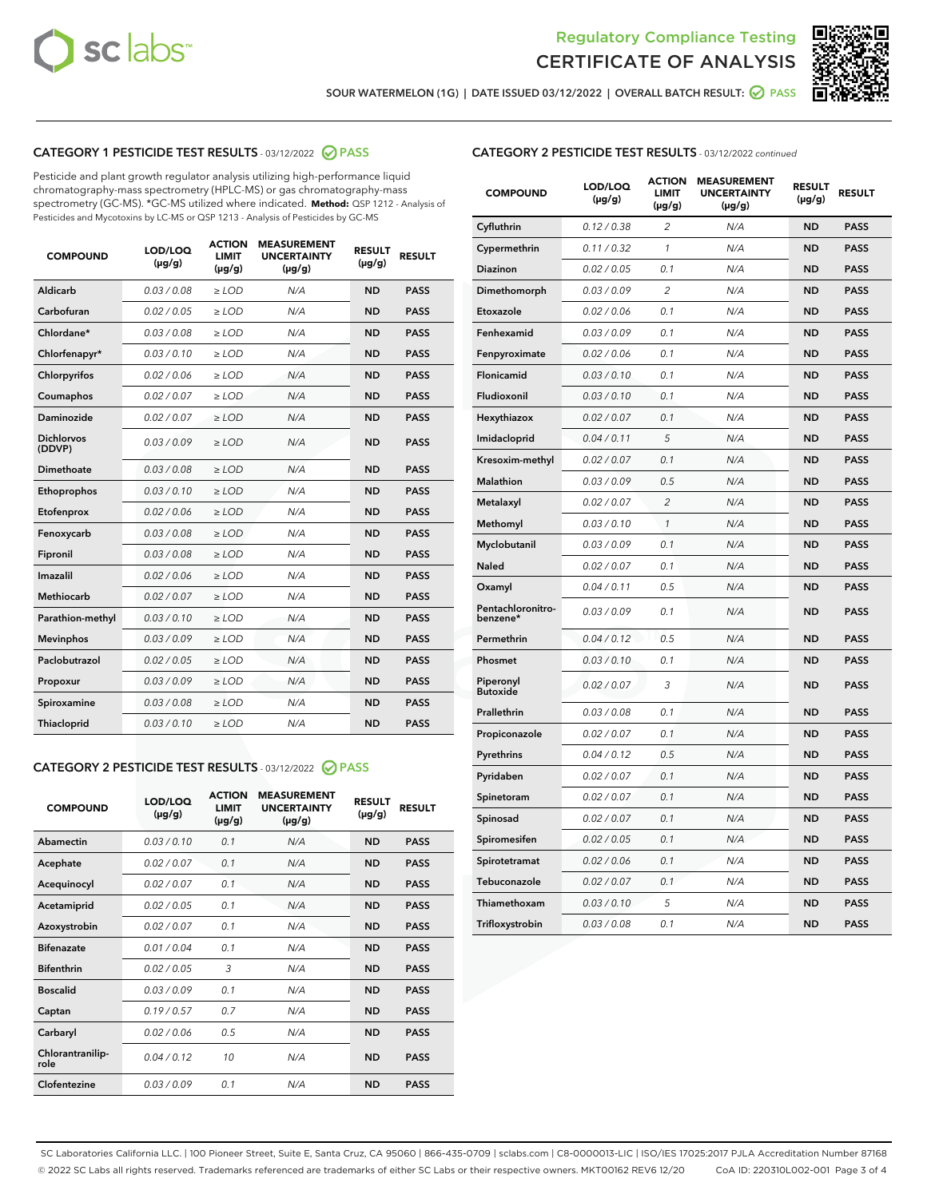SOUR WATERMELON (1G) | DATE ISSUED 03/12/2022 | OVERALL BATCH RESULT: PASS

## CATEGORY 1 PESTICIDE TEST RESULTS - 03/12/2022 PASS

Pesticide and plant growth regulator analysis utilizing high-performance liquid chromatography-mass spectrometry (HPLC-MS) or gas chromatography-mass spectrometry (GC-MS). *GC-MS utilized where indicated. **Method:** QSP 1212 - Analysis of Pesticides and Mycotoxins by LC-MS or QSP 1213 - Analysis of Pesticides by GC-MS

| COMPOUND | LOD/LOQ (µg/g) | ACTION LIMIT (µg/g) | MEASUREMENT UNCERTAINTY (µg/g) | RESULT (µg/g) | RESULT |
|---|---|---|---|---|---|
| Aldicarb | 0.03 / 0.08 | ≥ LOD | N/A | ND | PASS |
| Carbofuran | 0.02 / 0.05 | ≥ LOD | N/A | ND | PASS |
| Chlordane* | 0.03 / 0.08 | ≥ LOD | N/A | ND | PASS |
| Chlorfenapyr* | 0.03 / 0.10 | ≥ LOD | N/A | ND | PASS |
| Chlorpyrifos | 0.02 / 0.06 | ≥ LOD | N/A | ND | PASS |
| Coumaphos | 0.02 / 0.07 | ≥ LOD | N/A | ND | PASS |
| Daminozide | 0.02 / 0.07 | ≥ LOD | N/A | ND | PASS |
| Dichlorvos (DDVP) | 0.03 / 0.09 | ≥ LOD | N/A | ND | PASS |
| Dimethoate | 0.03 / 0.08 | ≥ LOD | N/A | ND | PASS |
| Ethoprophos | 0.03 / 0.10 | ≥ LOD | N/A | ND | PASS |
| Etofenprox | 0.02 / 0.06 | ≥ LOD | N/A | ND | PASS |
| Fenoxycarb | 0.03 / 0.08 | ≥ LOD | N/A | ND | PASS |
| Fipronil | 0.03 / 0.08 | ≥ LOD | N/A | ND | PASS |
| Imazalil | 0.02 / 0.06 | ≥ LOD | N/A | ND | PASS |
| Methiocarb | 0.02 / 0.07 | ≥ LOD | N/A | ND | PASS |
| Parathion-methyl | 0.03 / 0.10 | ≥ LOD | N/A | ND | PASS |
| Mevinphos | 0.03 / 0.09 | ≥ LOD | N/A | ND | PASS |
| Paclobutrazol | 0.02 / 0.05 | ≥ LOD | N/A | ND | PASS |
| Propoxur | 0.03 / 0.09 | ≥ LOD | N/A | ND | PASS |
| Spiroxamine | 0.03 / 0.08 | ≥ LOD | N/A | ND | PASS |
| Thiacloprid | 0.03 / 0.10 | ≥ LOD | N/A | ND | PASS |

## CATEGORY 2 PESTICIDE TEST RESULTS - 03/12/2022 PASS

| COMPOUND | LOD/LOQ (µg/g) | ACTION LIMIT (µg/g) | MEASUREMENT UNCERTAINTY (µg/g) | RESULT (µg/g) | RESULT |
|---|---|---|---|---|---|
| Abamectin | 0.03 / 0.10 | 0.1 | N/A | ND | PASS |
| Acephate | 0.02 / 0.07 | 0.1 | N/A | ND | PASS |
| Acequinocyl | 0.02 / 0.07 | 0.1 | N/A | ND | PASS |
| Acetamiprid | 0.02 / 0.05 | 0.1 | N/A | ND | PASS |
| Azoxystrobin | 0.02 / 0.07 | 0.1 | N/A | ND | PASS |
| Bifenazate | 0.01 / 0.04 | 0.1 | N/A | ND | PASS |
| Bifenthrin | 0.02 / 0.05 | 3 | N/A | ND | PASS |
| Boscalid | 0.03 / 0.09 | 0.1 | N/A | ND | PASS |
| Captan | 0.19 / 0.57 | 0.7 | N/A | ND | PASS |
| Carbaryl | 0.02 / 0.06 | 0.5 | N/A | ND | PASS |
| Chlorantraniliprole | 0.04 / 0.12 | 10 | N/A | ND | PASS |
| Clofentezine | 0.03 / 0.09 | 0.1 | N/A | ND | PASS |
| Cyfluthrin | 0.12 / 0.38 | 2 | N/A | ND | PASS |
| Cypermethrin | 0.11 / 0.32 | 1 | N/A | ND | PASS |
| Diazinon | 0.02 / 0.05 | 0.1 | N/A | ND | PASS |
| Dimethomorph | 0.03 / 0.09 | 2 | N/A | ND | PASS |
| Etoxazole | 0.02 / 0.06 | 0.1 | N/A | ND | PASS |
| Fenhexamid | 0.03 / 0.09 | 0.1 | N/A | ND | PASS |
| Fenpyroximate | 0.02 / 0.06 | 0.1 | N/A | ND | PASS |
| Flonicamid | 0.03 / 0.10 | 0.1 | N/A | ND | PASS |
| Fludioxonil | 0.03 / 0.10 | 0.1 | N/A | ND | PASS |
| Hexythiazox | 0.02 / 0.07 | 0.1 | N/A | ND | PASS |
| Imidacloprid | 0.04 / 0.11 | 5 | N/A | ND | PASS |
| Kresoxim-methyl | 0.02 / 0.07 | 0.1 | N/A | ND | PASS |
| Malathion | 0.03 / 0.09 | 0.5 | N/A | ND | PASS |
| Metalaxyl | 0.02 / 0.07 | 2 | N/A | ND | PASS |
| Methomyl | 0.03 / 0.10 | 1 | N/A | ND | PASS |
| Myclobutanil | 0.03 / 0.09 | 0.1 | N/A | ND | PASS |
| Naled | 0.02 / 0.07 | 0.1 | N/A | ND | PASS |
| Oxamyl | 0.04 / 0.11 | 0.5 | N/A | ND | PASS |
| Pentachloronitrobenzene* | 0.03 / 0.09 | 0.1 | N/A | ND | PASS |
| Permethrin | 0.04 / 0.12 | 0.5 | N/A | ND | PASS |
| Phosmet | 0.03 / 0.10 | 0.1 | N/A | ND | PASS |
| Piperonyl Butoxide | 0.02 / 0.07 | 3 | N/A | ND | PASS |
| Prallethrin | 0.03 / 0.08 | 0.1 | N/A | ND | PASS |
| Propiconazole | 0.02 / 0.07 | 0.1 | N/A | ND | PASS |
| Pyrethrins | 0.04 / 0.12 | 0.5 | N/A | ND | PASS |
| Pyridaben | 0.02 / 0.07 | 0.1 | N/A | ND | PASS |
| Spinetoram | 0.02 / 0.07 | 0.1 | N/A | ND | PASS |
| Spinosad | 0.02 / 0.07 | 0.1 | N/A | ND | PASS |
| Spiromesifen | 0.02 / 0.05 | 0.1 | N/A | ND | PASS |
| Spirotetramat | 0.02 / 0.06 | 0.1 | N/A | ND | PASS |
| Tebuconazole | 0.02 / 0.07 | 0.1 | N/A | ND | PASS |
| Thiamethoxam | 0.03 / 0.10 | 5 | N/A | ND | PASS |
| Trifloxystrobin | 0.03 / 0.08 | 0.1 | N/A | ND | PASS |

SC Laboratories California LLC. | 100 Pioneer Street, Suite E, Santa Cruz, CA 95060 | 866-435-0709 | sclabs.com | C8-0000013-LIC | ISO/IES 17025:2017 PJLA Accreditation Number 87168
© 2022 SC Labs all rights reserved. Trademarks referenced are trademarks of either SC Labs or their respective owners. MKT00162 REV6 12/20 CoA ID: 220310L002-001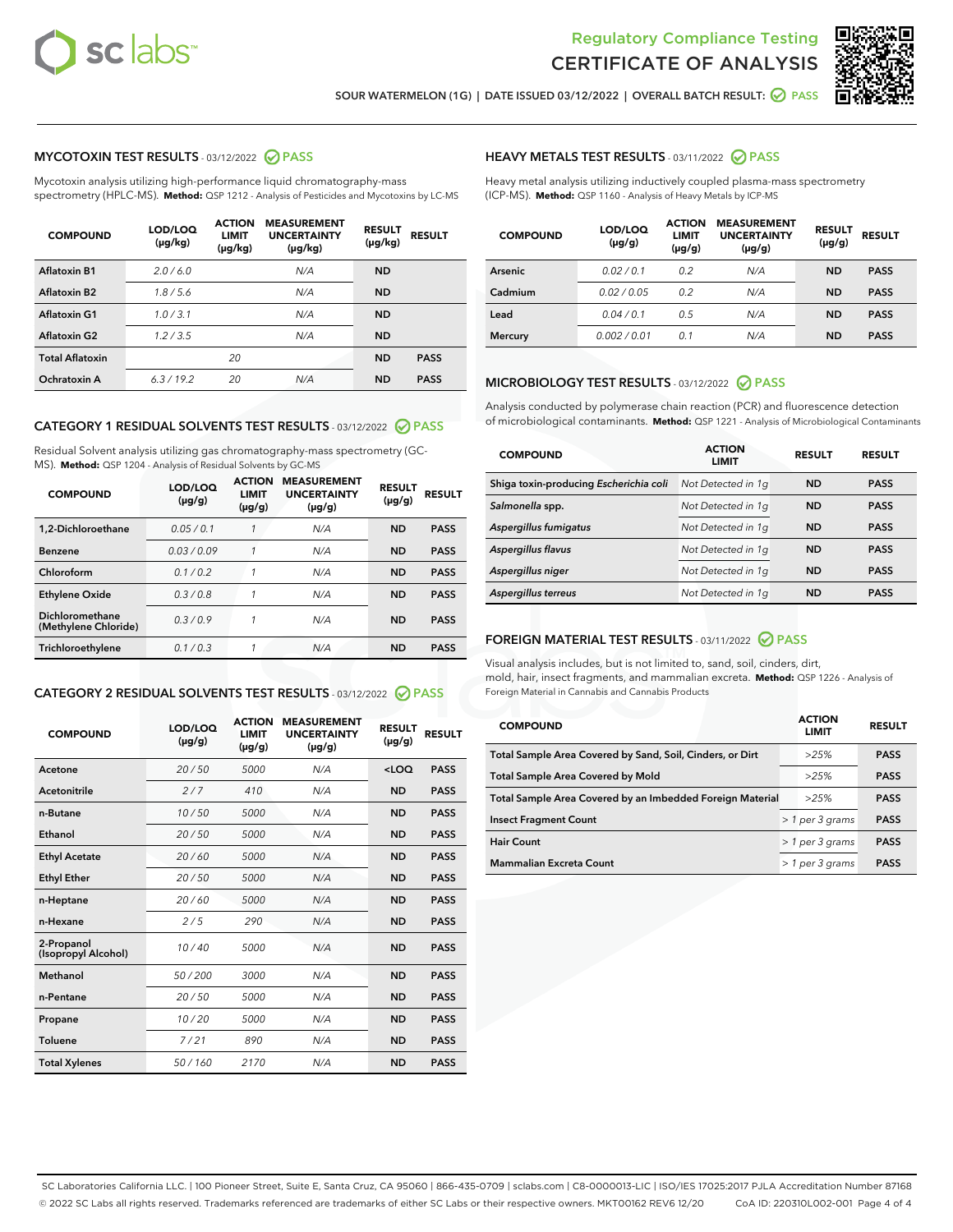Regulatory Compliance Testing

# CERTIFICATE OF ANALYSIS

SOUR WATERMELON (1G) | DATE ISSUED 03/12/2022 | OVERALL BATCH RESULT: PASS

## MYCOTOXIN TEST RESULTS - 03/12/2022 PASS

Mycotoxin analysis utilizing high-performance liquid chromatography-mass spectrometry (HPLC-MS). **Method:** QSP 1212 - Analysis of Pesticides and Mycotoxins by LC-MS

| COMPOUND | LOD/LOQ (μg/kg) | ACTION LIMIT (μg/kg) | MEASUREMENT UNCERTAINTY (μg/kg) | RESULT (μg/kg) | RESULT |
|---|---|---|---|---|---|
| Aflatoxin B1 | 2.0 / 6.0 | | N/A | ND | |
| Aflatoxin B2 | 1.8 / 5.6 | | N/A | ND | |
| Aflatoxin G1 | 1.0 / 3.1 | | N/A | ND | |
| Aflatoxin G2 | 1.2 / 3.5 | | N/A | ND | |
| Total Aflatoxin | | 20 | | ND | PASS |
| Ochratoxin A | 6.3 / 19.2 | 20 | N/A | ND | PASS |

## CATEGORY 1 RESIDUAL SOLVENTS TEST RESULTS - 03/12/2022 PASS

Residual Solvent analysis utilizing gas chromatography-mass spectrometry (GC-MS). **Method:** QSP 1204 - Analysis of Residual Solvents by GC-MS

| COMPOUND | LOD/LOQ (μg/g) | ACTION LIMIT (μg/g) | MEASUREMENT UNCERTAINTY (μg/g) | RESULT (μg/g) | RESULT |
|---|---|---|---|---|---|
| 1,2-Dichloroethane | 0.05 / 0.1 | 1 | N/A | ND | PASS |
| Benzene | 0.03 / 0.09 | 1 | N/A | ND | PASS |
| Chloroform | 0.1 / 0.2 | 1 | N/A | ND | PASS |
| Ethylene Oxide | 0.3 / 0.8 | 1 | N/A | ND | PASS |
| Dichloromethane (Methylene Chloride) | 0.3 / 0.9 | 1 | N/A | ND | PASS |
| Trichloroethylene | 0.1 / 0.3 | 1 | N/A | ND | PASS |

## CATEGORY 2 RESIDUAL SOLVENTS TEST RESULTS - 03/12/2022 PASS

| COMPOUND | LOD/LOQ (μg/g) | ACTION LIMIT (μg/g) | MEASUREMENT UNCERTAINTY (μg/g) | RESULT (μg/g) | RESULT |
|---|---|---|---|---|---|
| Acetone | 20 / 50 | 5000 | N/A | <LOQ | PASS |
| Acetonitrile | 2 / 7 | 410 | N/A | ND | PASS |
| n-Butane | 10 / 50 | 5000 | N/A | ND | PASS |
| Ethanol | 20 / 50 | 5000 | N/A | ND | PASS |
| Ethyl Acetate | 20 / 60 | 5000 | N/A | ND | PASS |
| Ethyl Ether | 20 / 50 | 5000 | N/A | ND | PASS |
| n-Heptane | 20 / 60 | 5000 | N/A | ND | PASS |
| n-Hexane | 2 / 5 | 290 | N/A | ND | PASS |
| 2-Propanol (Isopropyl Alcohol) | 10 / 40 | 5000 | N/A | ND | PASS |
| Methanol | 50 / 200 | 3000 | N/A | ND | PASS |
| n-Pentane | 20 / 50 | 5000 | N/A | ND | PASS |
| Propane | 10 / 20 | 5000 | N/A | ND | PASS |
| Toluene | 7 / 21 | 890 | N/A | ND | PASS |
| Total Xylenes | 50 / 160 | 2170 | N/A | ND | PASS |

## HEAVY METALS TEST RESULTS - 03/11/2022 PASS

Heavy metal analysis utilizing inductively coupled plasma-mass spectrometry (ICP-MS). **Method:** QSP 1160 - Analysis of Heavy Metals by ICP-MS

| COMPOUND | LOD/LOQ (μg/g) | ACTION LIMIT (μg/g) | MEASUREMENT UNCERTAINTY (μg/g) | RESULT (μg/g) | RESULT |
|---|---|---|---|---|---|
| Arsenic | 0.02 / 0.1 | 0.2 | N/A | ND | PASS |
| Cadmium | 0.02 / 0.05 | 0.2 | N/A | ND | PASS |
| Lead | 0.04 / 0.1 | 0.5 | N/A | ND | PASS |
| Mercury | 0.002 / 0.01 | 0.1 | N/A | ND | PASS |

## MICROBIOLOGY TEST RESULTS - 03/12/2022 PASS

Analysis conducted by polymerase chain reaction (PCR) and fluorescence detection of microbiological contaminants. **Method:** QSP 1221 - Analysis of Microbiological Contaminants

| COMPOUND | ACTION LIMIT | RESULT | RESULT |
|---|---|---|---|
| Shiga toxin-producing *Escherichia coli* | Not Detected in 1g | ND | PASS |
| *Salmonella* spp. | Not Detected in 1g | ND | PASS |
| *Aspergillus fumigatus* | Not Detected in 1g | ND | PASS |
| *Aspergillus flavus* | Not Detected in 1g | ND | PASS |
| *Aspergillus niger* | Not Detected in 1g | ND | PASS |
| *Aspergillus terreus* | Not Detected in 1g | ND | PASS |

## FOREIGN MATERIAL TEST RESULTS - 03/11/2022 PASS

Visual analysis includes, but is not limited to, sand, soil, cinders, dirt, mold, hair, insect fragments, and mammalian excreta. **Method:** QSP 1226 - Analysis of Foreign Material in Cannabis and Cannabis Products

| COMPOUND | ACTION LIMIT | RESULT |
|---|---|---|
| Total Sample Area Covered by Sand, Soil, Cinders, or Dirt | >25% | PASS |
| Total Sample Area Covered by Mold | >25% | PASS |
| Total Sample Area Covered by an Imbedded Foreign Material | >25% | PASS |
| Insect Fragment Count | > 1 per 3 grams | PASS |
| Hair Count | > 1 per 3 grams | PASS |
| Mammalian Excreta Count | > 1 per 3 grams | PASS |

SC Laboratories California LLC. | 100 Pioneer Street, Suite E, Santa Cruz, CA 95060 | 866-435-0709 | sclabs.com | C8-0000013-LIC | ISO/IES 17025:2017 PJLA Accreditation Number 87168
© 2022 SC Labs all rights reserved. Trademarks referenced are trademarks of either SC Labs or their respective owners. MKT00162 REV6 12/20 CoA ID: 220310L002-001